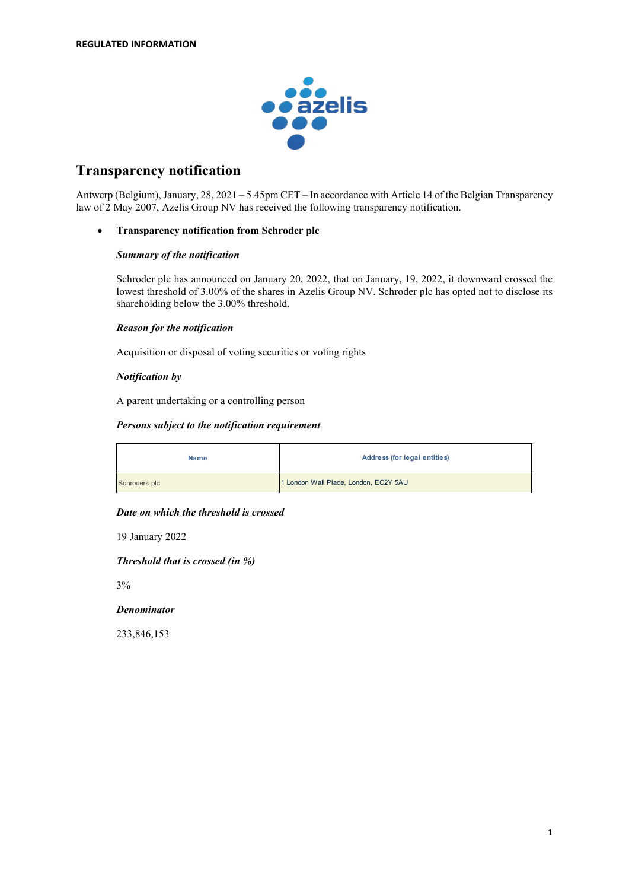**REGULATED INFORMATION**

# Transparency notification

Antwerp (Belgium), January, 28, 2021 – 5.45pm CET – In accordance with Article 14 of the Belgian Transparency law of 2 May 2007, Azelis Group NV has received the following transparency notification.

- **Transparency notification from Schroder plc**

***Summary of the notification***

Schroder plc has announced on January 20, 2022, that on January, 19, 2022, it downward crossed the lowest threshold of 3.00% of the shares in Azelis Group NV. Schroder plc has opted not to disclose its shareholding below the 3.00% threshold.

***Reason for the notification***

Acquisition or disposal of voting securities or voting rights

***Notification by***

A parent undertaking or a controlling person

***Persons subject to the notification requirement***

| Name | Address (for legal entities) |
|---|---|
| Schroders plc | 1 London Wall Place, London, EC2Y 5AU |

***Date on which the threshold is crossed***

19 January 2022

***Threshold that is crossed (in %)***

3%

***Denominator***

233,846,153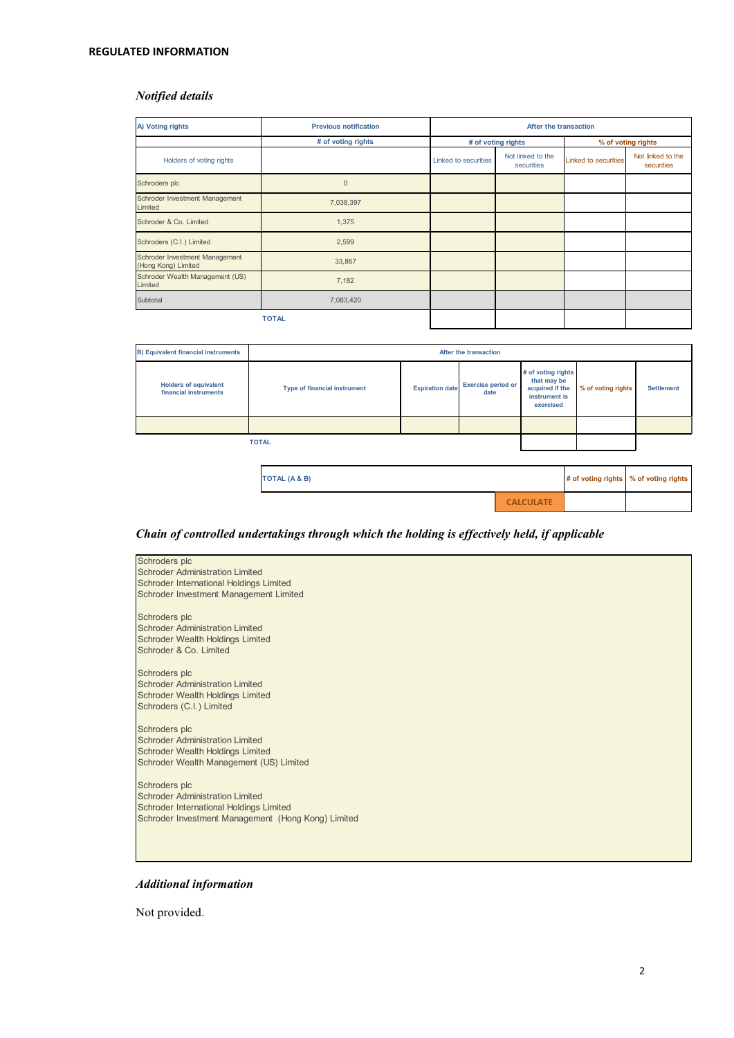**REGULATED INFORMATION**

### *Notified details*

| A) Voting rights | Previous notification | After the transaction | | | |
|---|---|---|---|---|---|
| | # of voting rights | # of voting rights | | % of voting rights | |
| Holders of voting rights | | Linked to securities | Not linked to the securities | Linked to securities | Not linked to the securities |
| Schroders plc | 0 | | | | |
| Schroder Investment Management Limited | 7,038,397 | | | | |
| Schroder & Co. Limited | 1,375 | | | | |
| Schroders (C.I.) Limited | 2,599 | | | | |
| Schroder Investment Management (Hong Kong) Limited | 33,867 | | | | |
| Schroder Wealth Management (US) Limited | 7,182 | | | | |
| Subtotal | 7,083,420 | | | | |
| | TOTAL | | | | |

| B) Equivalent financial instruments | After the transaction | | | | | |
|---|---|---|---|---|---|---|
| Holders of equivalent financial instruments | Type of financial instrument | Expiration date | Exercise period or date | # of voting rights that may be acquired if the instrument is exercised | % of voting rights | Settlement |
| | | | | | | |
| | TOTAL | | | | | |

| TOTAL (A & B) | # of voting rights | % of voting rights |
|---|---|---|
| CALCULATE | | |

### *Chain of controlled undertakings through which the holding is effectively held, if applicable*

Schroders plc
Schroder Administration Limited
Schroder International Holdings Limited
Schroder Investment Management Limited

Schroders plc
Schroder Administration Limited
Schroder Wealth Holdings Limited
Schroder & Co. Limited

Schroders plc
Schroder Administration Limited
Schroder Wealth Holdings Limited
Schroders (C.I.) Limited

Schroders plc
Schroder Administration Limited
Schroder Wealth Holdings Limited
Schroder Wealth Management (US) Limited

Schroders plc
Schroder Administration Limited
Schroder International Holdings Limited
Schroder Investment Management (Hong Kong) Limited

### *Additional information*

Not provided.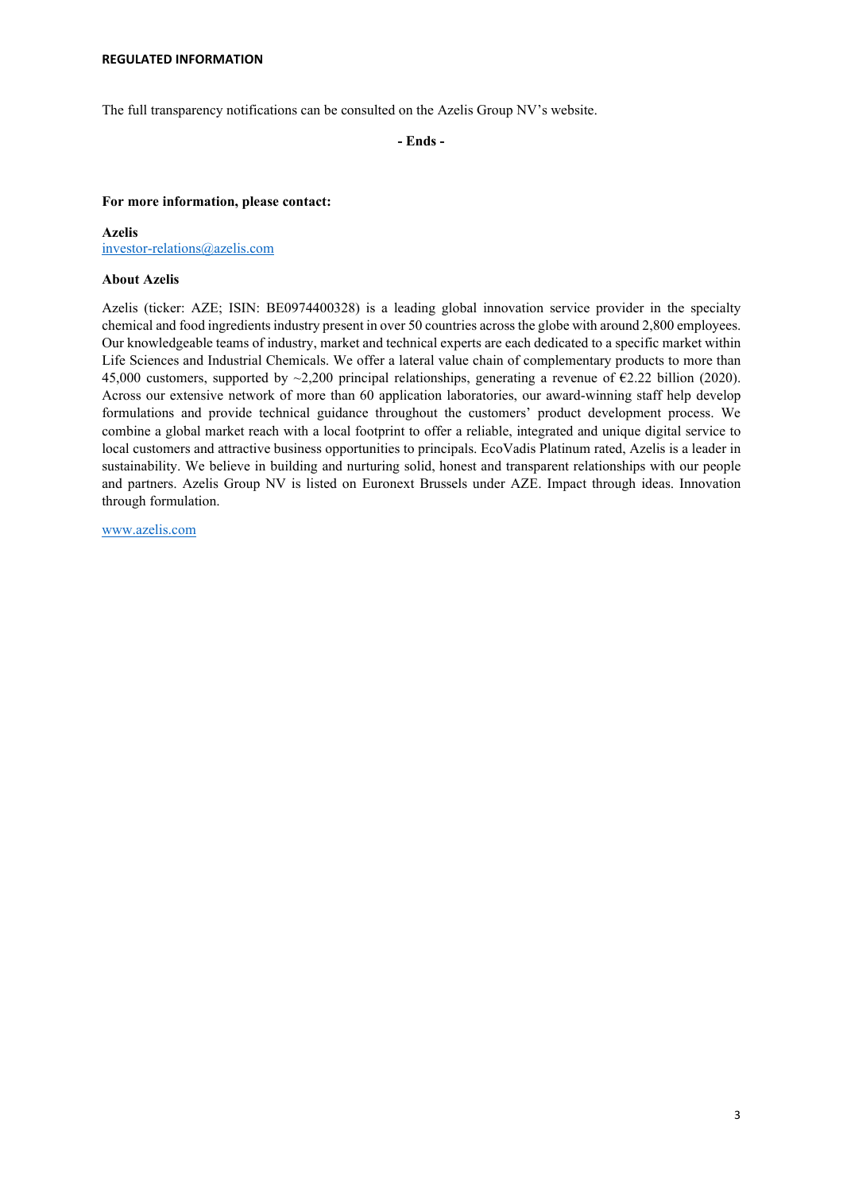The full transparency notifications can be consulted on the Azelis Group NV's website.

**- Ends -**

**For more information, please contact:**

**Azelis**
investor-relations@azelis.com

**About Azelis**

Azelis (ticker: AZE; ISIN: BE0974400328) is a leading global innovation service provider in the specialty chemical and food ingredients industry present in over 50 countries across the globe with around 2,800 employees. Our knowledgeable teams of industry, market and technical experts are each dedicated to a specific market within Life Sciences and Industrial Chemicals. We offer a lateral value chain of complementary products to more than 45,000 customers, supported by ~2,200 principal relationships, generating a revenue of €2.22 billion (2020). Across our extensive network of more than 60 application laboratories, our award-winning staff help develop formulations and provide technical guidance throughout the customers' product development process. We combine a global market reach with a local footprint to offer a reliable, integrated and unique digital service to local customers and attractive business opportunities to principals. EcoVadis Platinum rated, Azelis is a leader in sustainability. We believe in building and nurturing solid, honest and transparent relationships with our people and partners. Azelis Group NV is listed on Euronext Brussels under AZE. Impact through ideas. Innovation through formulation.

www.azelis.com